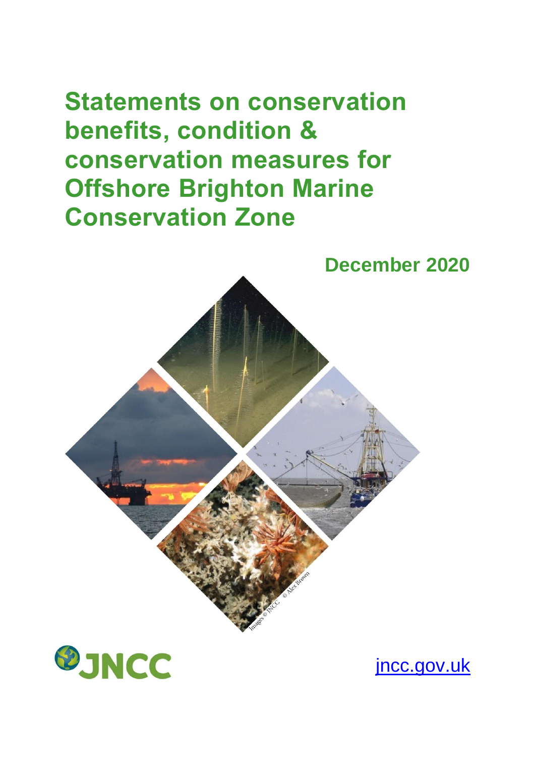# Statements on conservation benefits, condition & conservation measures for Offshore Brighton Marine Conservation Zone

**December 2020**

Images © JNCC © Alex Brown

JNCC

jncc.gov.uk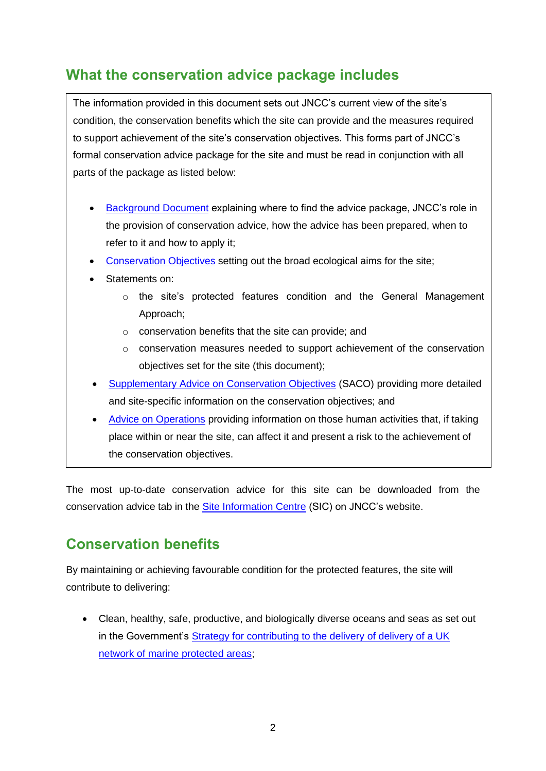## What the conservation advice package includes

The information provided in this document sets out JNCC's current view of the site's condition, the conservation benefits which the site can provide and the measures required to support achievement of the site's conservation objectives. This forms part of JNCC's formal conservation advice package for the site and must be read in conjunction with all parts of the package as listed below:

- Background Document explaining where to find the advice package, JNCC's role in the provision of conservation advice, how the advice has been prepared, when to refer to it and how to apply it;
- Conservation Objectives setting out the broad ecological aims for the site;
- Statements on:
  - the site's protected features condition and the General Management Approach;
  - conservation benefits that the site can provide; and
  - conservation measures needed to support achievement of the conservation objectives set for the site (this document);
- Supplementary Advice on Conservation Objectives (SACO) providing more detailed and site-specific information on the conservation objectives; and
- Advice on Operations providing information on those human activities that, if taking place within or near the site, can affect it and present a risk to the achievement of the conservation objectives.

The most up-to-date conservation advice for this site can be downloaded from the conservation advice tab in the Site Information Centre (SIC) on JNCC's website.

## Conservation benefits

By maintaining or achieving favourable condition for the protected features, the site will contribute to delivering:

- Clean, healthy, safe, productive, and biologically diverse oceans and seas as set out in the Government's Strategy for contributing to the delivery of delivery of a UK network of marine protected areas;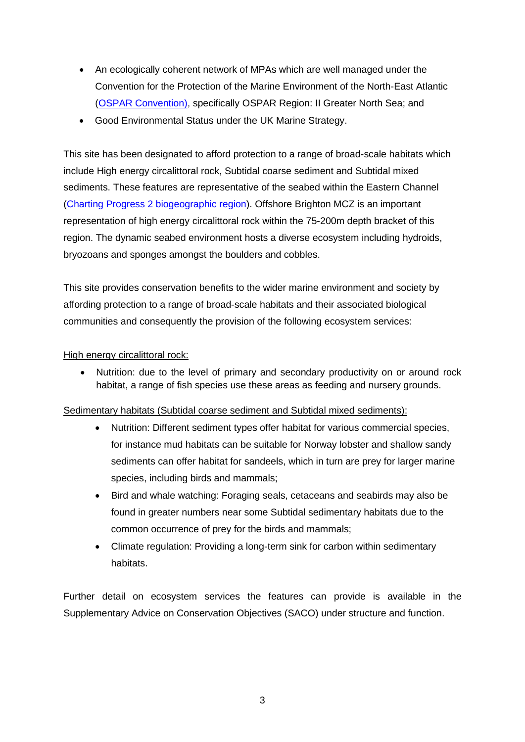- An ecologically coherent network of MPAs which are well managed under the Convention for the Protection of the Marine Environment of the North-East Atlantic (OSPAR Convention), specifically OSPAR Region: II Greater North Sea; and
- Good Environmental Status under the UK Marine Strategy.

This site has been designated to afford protection to a range of broad-scale habitats which include High energy circalittoral rock, Subtidal coarse sediment and Subtidal mixed sediments. These features are representative of the seabed within the Eastern Channel (Charting Progress 2 biogeographic region). Offshore Brighton MCZ is an important representation of high energy circalittoral rock within the 75-200m depth bracket of this region. The dynamic seabed environment hosts a diverse ecosystem including hydroids, bryozoans and sponges amongst the boulders and cobbles.

This site provides conservation benefits to the wider marine environment and society by affording protection to a range of broad-scale habitats and their associated biological communities and consequently the provision of the following ecosystem services:

High energy circalittoral rock:

- Nutrition: due to the level of primary and secondary productivity on or around rock habitat, a range of fish species use these areas as feeding and nursery grounds.

Sedimentary habitats (Subtidal coarse sediment and Subtidal mixed sediments):

- Nutrition: Different sediment types offer habitat for various commercial species, for instance mud habitats can be suitable for Norway lobster and shallow sandy sediments can offer habitat for sandeels, which in turn are prey for larger marine species, including birds and mammals;
- Bird and whale watching: Foraging seals, cetaceans and seabirds may also be found in greater numbers near some Subtidal sedimentary habitats due to the common occurrence of prey for the birds and mammals;
- Climate regulation: Providing a long-term sink for carbon within sedimentary habitats.

Further detail on ecosystem services the features can provide is available in the Supplementary Advice on Conservation Objectives (SACO) under structure and function.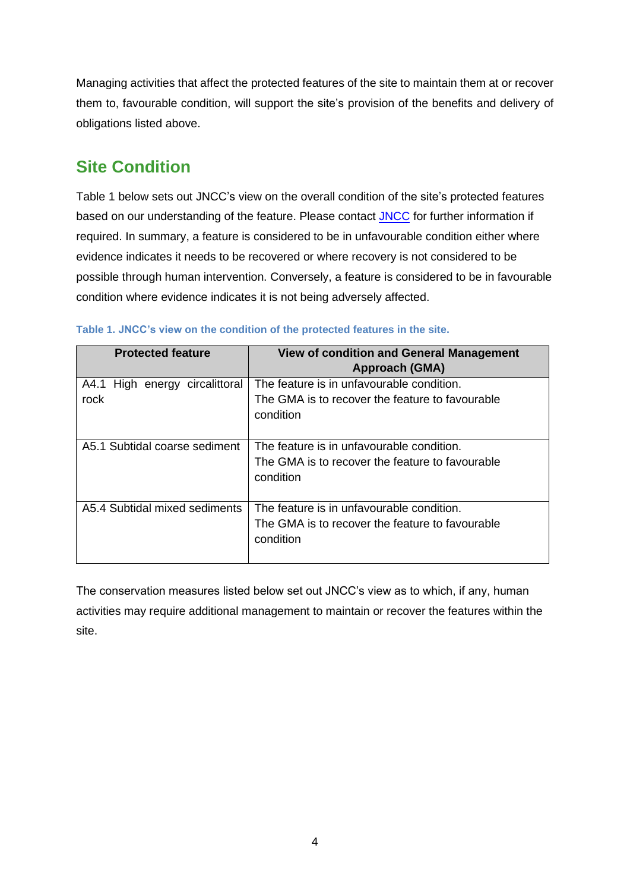Managing activities that affect the protected features of the site to maintain them at or recover them to, favourable condition, will support the site's provision of the benefits and delivery of obligations listed above.

## Site Condition

Table 1 below sets out JNCC's view on the overall condition of the site's protected features based on our understanding of the feature. Please contact JNCC for further information if required. In summary, a feature is considered to be in unfavourable condition either where evidence indicates it needs to be recovered or where recovery is not considered to be possible through human intervention. Conversely, a feature is considered to be in favourable condition where evidence indicates it is not being adversely affected.

**Table 1. JNCC's view on the condition of the protected features in the site.**

| Protected feature | View of condition and General Management Approach (GMA) |
| --- | --- |
| A4.1 High energy circalittoral rock | The feature is in unfavourable condition. The GMA is to recover the feature to favourable condition |
| A5.1 Subtidal coarse sediment | The feature is in unfavourable condition. The GMA is to recover the feature to favourable condition |
| A5.4 Subtidal mixed sediments | The feature is in unfavourable condition. The GMA is to recover the feature to favourable condition |

The conservation measures listed below set out JNCC's view as to which, if any, human activities may require additional management to maintain or recover the features within the site.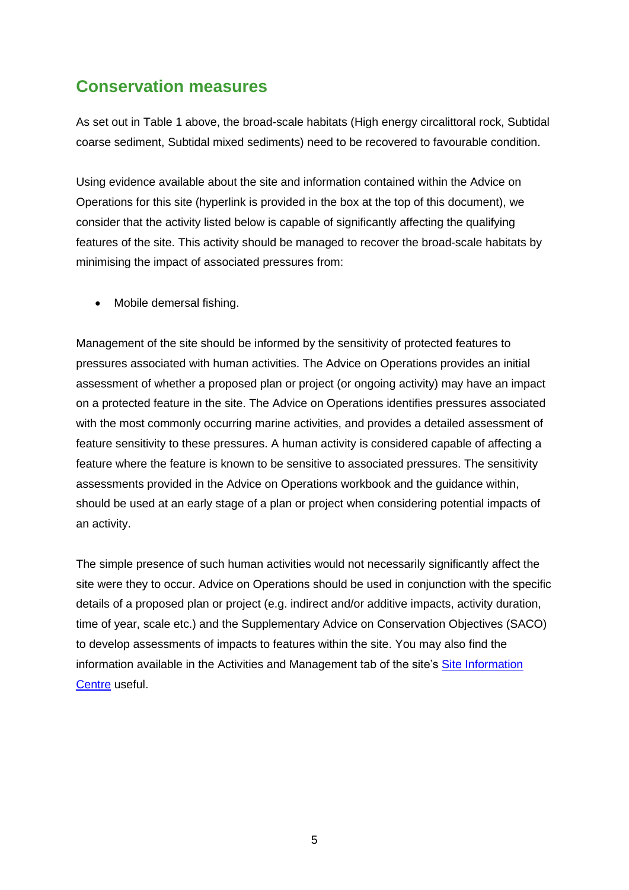## Conservation measures

As set out in Table 1 above, the broad-scale habitats (High energy circalittoral rock, Subtidal coarse sediment, Subtidal mixed sediments) need to be recovered to favourable condition.

Using evidence available about the site and information contained within the Advice on Operations for this site (hyperlink is provided in the box at the top of this document), we consider that the activity listed below is capable of significantly affecting the qualifying features of the site. This activity should be managed to recover the broad-scale habitats by minimising the impact of associated pressures from:

- Mobile demersal fishing.

Management of the site should be informed by the sensitivity of protected features to pressures associated with human activities. The Advice on Operations provides an initial assessment of whether a proposed plan or project (or ongoing activity) may have an impact on a protected feature in the site. The Advice on Operations identifies pressures associated with the most commonly occurring marine activities, and provides a detailed assessment of feature sensitivity to these pressures. A human activity is considered capable of affecting a feature where the feature is known to be sensitive to associated pressures. The sensitivity assessments provided in the Advice on Operations workbook and the guidance within, should be used at an early stage of a plan or project when considering potential impacts of an activity.

The simple presence of such human activities would not necessarily significantly affect the site were they to occur. Advice on Operations should be used in conjunction with the specific details of a proposed plan or project (e.g. indirect and/or additive impacts, activity duration, time of year, scale etc.) and the Supplementary Advice on Conservation Objectives (SACO) to develop assessments of impacts to features within the site. You may also find the information available in the Activities and Management tab of the site's Site Information Centre useful.